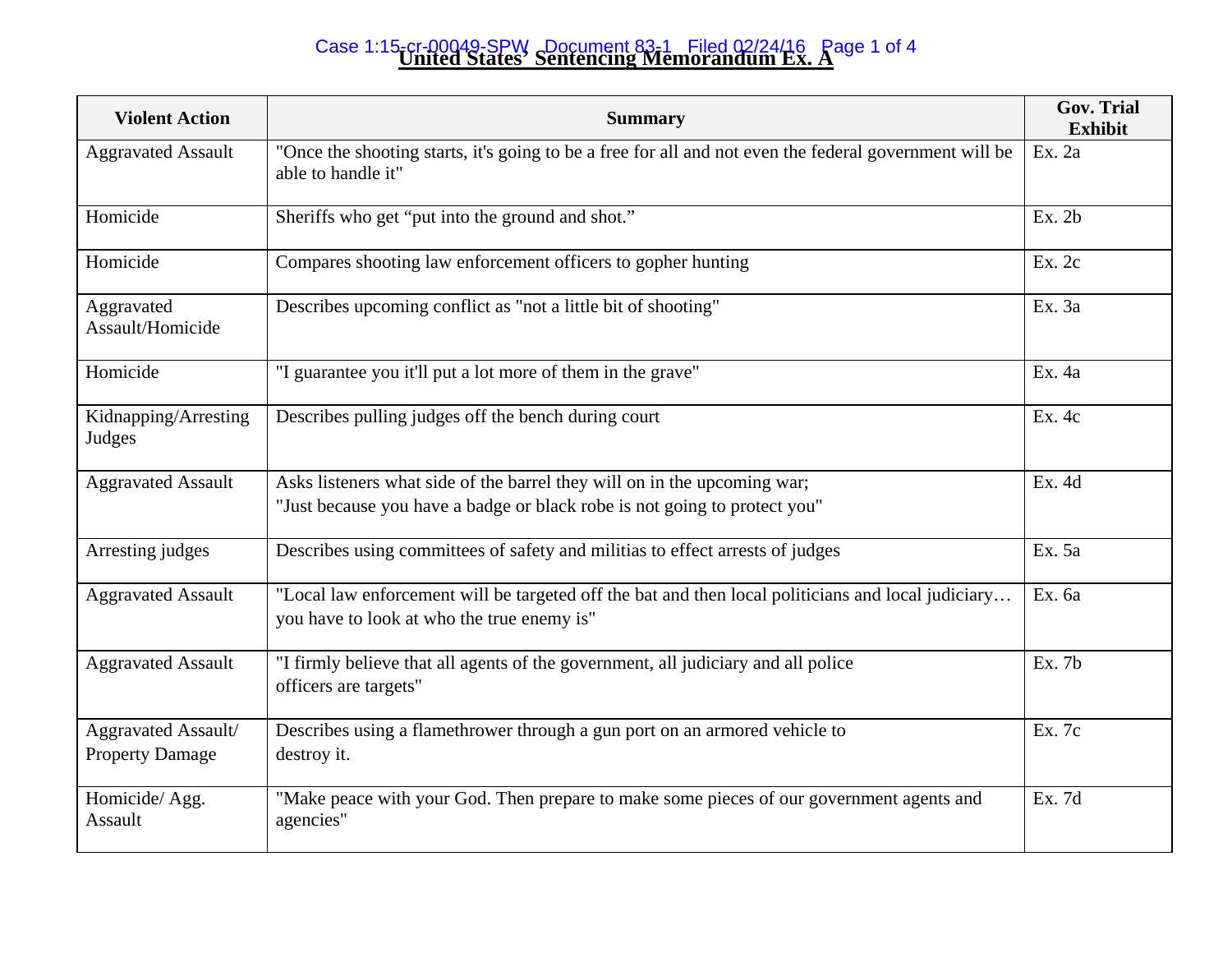# United States' Sentencing Memorandum Ex. A

| Violent Action | Summary | Gov. Trial Exhibit |
|---|---|---|
| Aggravated Assault | "Once the shooting starts, it's going to be a free for all and not even the federal government will be able to handle it" | Ex. 2a |
| Homicide | Sheriffs who get "put into the ground and shot." | Ex. 2b |
| Homicide | Compares shooting law enforcement officers to gopher hunting | Ex. 2c |
| Aggravated Assault/Homicide | Describes upcoming conflict as "not a little bit of shooting" | Ex. 3a |
| Homicide | "I guarantee you it'll put a lot more of them in the grave" | Ex. 4a |
| Kidnapping/Arresting Judges | Describes pulling judges off the bench during court | Ex. 4c |
| Aggravated Assault | Asks listeners what side of the barrel they will on in the upcoming war; "Just because you have a badge or black robe is not going to protect you" | Ex. 4d |
| Arresting judges | Describes using committees of safety and militias to effect arrests of judges | Ex. 5a |
| Aggravated Assault | "Local law enforcement will be targeted off the bat and then local politicians and local judiciary… you have to look at who the true enemy is" | Ex. 6a |
| Aggravated Assault | "I firmly believe that all agents of the government, all judiciary and all police officers are targets" | Ex. 7b |
| Aggravated Assault/ Property Damage | Describes using a flamethrower through a gun port on an armored vehicle to destroy it. | Ex. 7c |
| Homicide/ Agg. Assault | "Make peace with your God. Then prepare to make some pieces of our government agents and agencies" | Ex. 7d |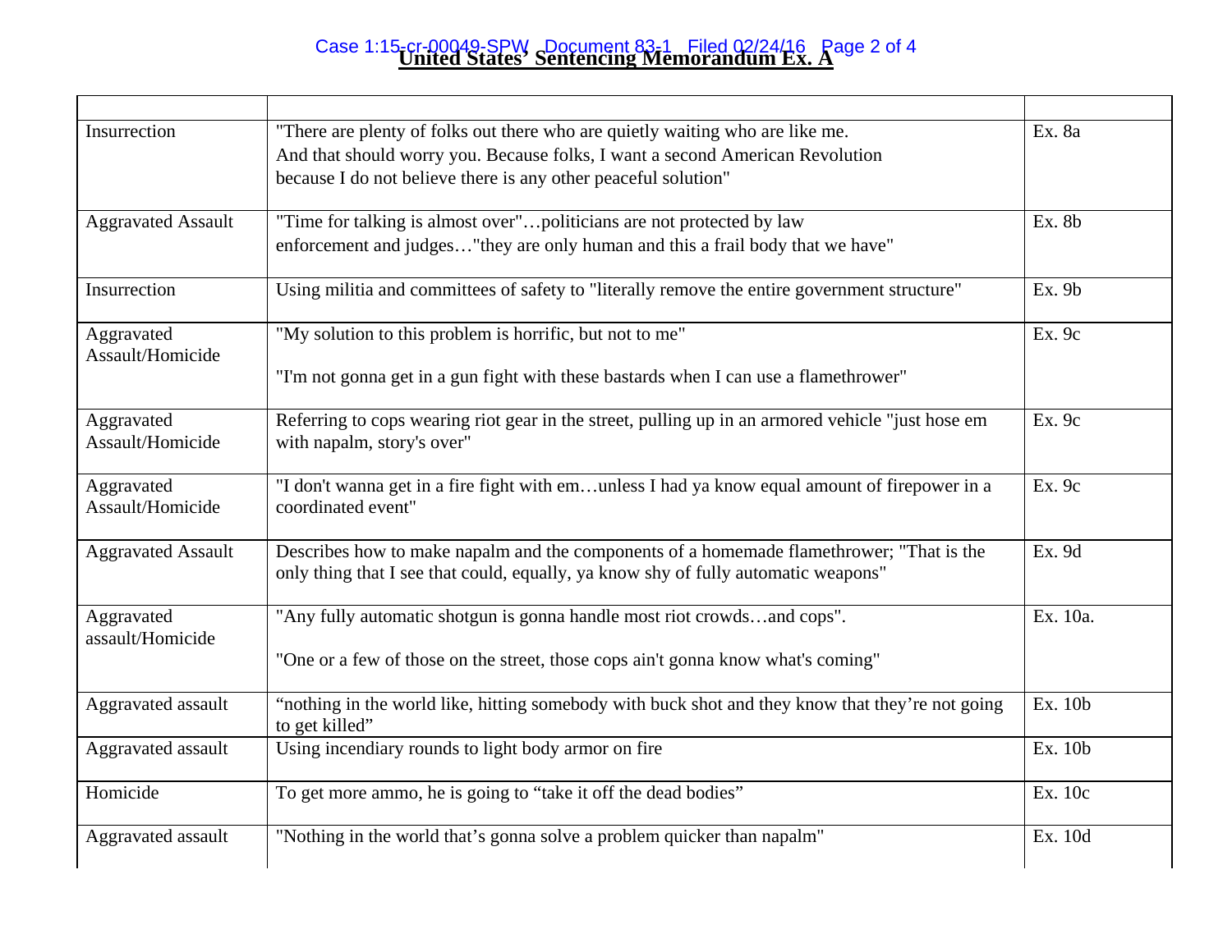**United States' Sentencing Memorandum Ex. A**

| | | |
|---|---|---|
| Insurrection | "There are plenty of folks out there who are quietly waiting who are like me. And that should worry you. Because folks, I want a second American Revolution because I do not believe there is any other peaceful solution" | Ex. 8a |
| Aggravated Assault | "Time for talking is almost over"…politicians are not protected by law enforcement and judges…"they are only human and this a frail body that we have" | Ex. 8b |
| Insurrection | Using militia and committees of safety to "literally remove the entire government structure" | Ex. 9b |
| Aggravated Assault/Homicide | "My solution to this problem is horrific, but not to me"<br><br>"I'm not gonna get in a gun fight with these bastards when I can use a flamethrower" | Ex. 9c |
| Aggravated Assault/Homicide | Referring to cops wearing riot gear in the street, pulling up in an armored vehicle "just hose em with napalm, story's over" | Ex. 9c |
| Aggravated Assault/Homicide | "I don't wanna get in a fire fight with em…unless I had ya know equal amount of firepower in a coordinated event" | Ex. 9c |
| Aggravated Assault | Describes how to make napalm and the components of a homemade flamethrower; "That is the only thing that I see that could, equally, ya know shy of fully automatic weapons" | Ex. 9d |
| Aggravated assault/Homicide | "Any fully automatic shotgun is gonna handle most riot crowds…and cops".<br><br>"One or a few of those on the street, those cops ain't gonna know what's coming" | Ex. 10a. |
| Aggravated assault | "nothing in the world like, hitting somebody with buck shot and they know that they're not going to get killed" | Ex. 10b |
| Aggravated assault | Using incendiary rounds to light body armor on fire | Ex. 10b |
| Homicide | To get more ammo, he is going to "take it off the dead bodies" | Ex. 10c |
| Aggravated assault | "Nothing in the world that's gonna solve a problem quicker than napalm" | Ex. 10d |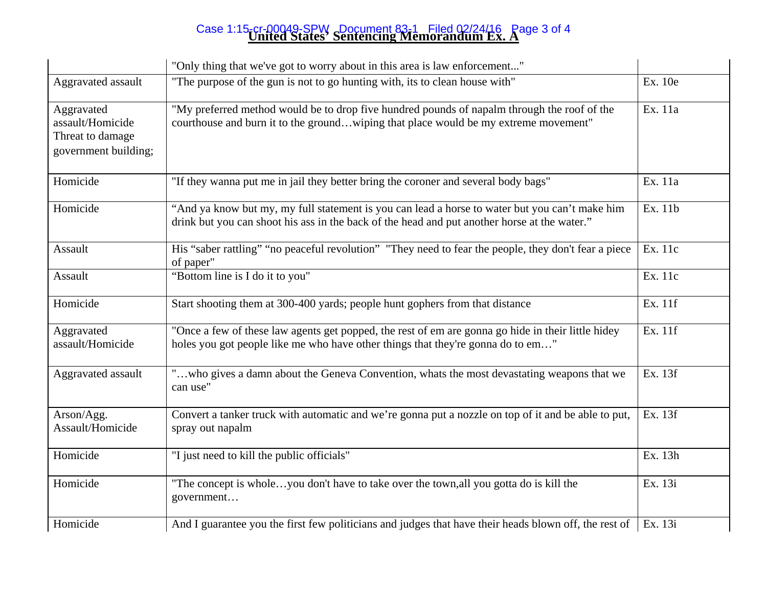**United States' Sentencing Memorandum Ex. A**

| | | |
|---|---|---|
| | "Only thing that we've got to worry about in this area is law enforcement..." | |
| Aggravated assault | "The purpose of the gun is not to go hunting with, its to clean house with" | Ex. 10e |
| Aggravated assault/Homicide Threat to damage government building; | "My preferred method would be to drop five hundred pounds of napalm through the roof of the courthouse and burn it to the ground…wiping that place would be my extreme movement" | Ex. 11a |
| Homicide | "If they wanna put me in jail they better bring the coroner and several body bags" | Ex. 11a |
| Homicide | "And ya know but my, my full statement is you can lead a horse to water but you can't make him drink but you can shoot his ass in the back of the head and put another horse at the water." | Ex. 11b |
| Assault | His "saber rattling" "no peaceful revolution" "They need to fear the people, they don't fear a piece of paper" | Ex. 11c |
| Assault | "Bottom line is I do it to you" | Ex. 11c |
| Homicide | Start shooting them at 300-400 yards; people hunt gophers from that distance | Ex. 11f |
| Aggravated assault/Homicide | "Once a few of these law agents get popped, the rest of em are gonna go hide in their little hidey holes you got people like me who have other things that they're gonna do to em…" | Ex. 11f |
| Aggravated assault | "…who gives a damn about the Geneva Convention, whats the most devastating weapons that we can use" | Ex. 13f |
| Arson/Agg. Assault/Homicide | Convert a tanker truck with automatic and we're gonna put a nozzle on top of it and be able to put, spray out napalm | Ex. 13f |
| Homicide | "I just need to kill the public officials" | Ex. 13h |
| Homicide | "The concept is whole…you don't have to take over the town,all you gotta do is kill the government… | Ex. 13i |
| Homicide | And I guarantee you the first few politicians and judges that have their heads blown off, the rest of | Ex. 13i |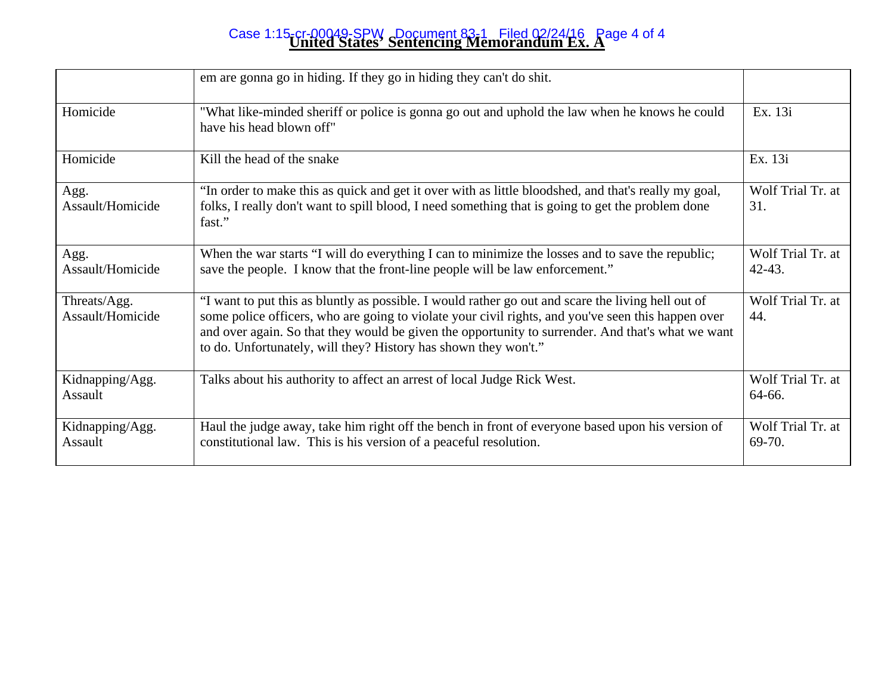**United States' Sentencing Memorandum Ex. A**

| | | |
|---|---|---|
| | em are gonna go in hiding. If they go in hiding they can't do shit. | |
| Homicide | "What like-minded sheriff or police is gonna go out and uphold the law when he knows he could have his head blown off" | Ex. 13i |
| Homicide | Kill the head of the snake | Ex. 13i |
| Agg. Assault/Homicide | "In order to make this as quick and get it over with as little bloodshed, and that's really my goal, folks, I really don't want to spill blood, I need something that is going to get the problem done fast." | Wolf Trial Tr. at 31. |
| Agg. Assault/Homicide | When the war starts "I will do everything I can to minimize the losses and to save the republic; save the people. I know that the front-line people will be law enforcement." | Wolf Trial Tr. at 42-43. |
| Threats/Agg. Assault/Homicide | "I want to put this as bluntly as possible. I would rather go out and scare the living hell out of some police officers, who are going to violate your civil rights, and you've seen this happen over and over again. So that they would be given the opportunity to surrender. And that's what we want to do. Unfortunately, will they? History has shown they won't." | Wolf Trial Tr. at 44. |
| Kidnapping/Agg. Assault | Talks about his authority to affect an arrest of local Judge Rick West. | Wolf Trial Tr. at 64-66. |
| Kidnapping/Agg. Assault | Haul the judge away, take him right off the bench in front of everyone based upon his version of constitutional law. This is his version of a peaceful resolution. | Wolf Trial Tr. at 69-70. |